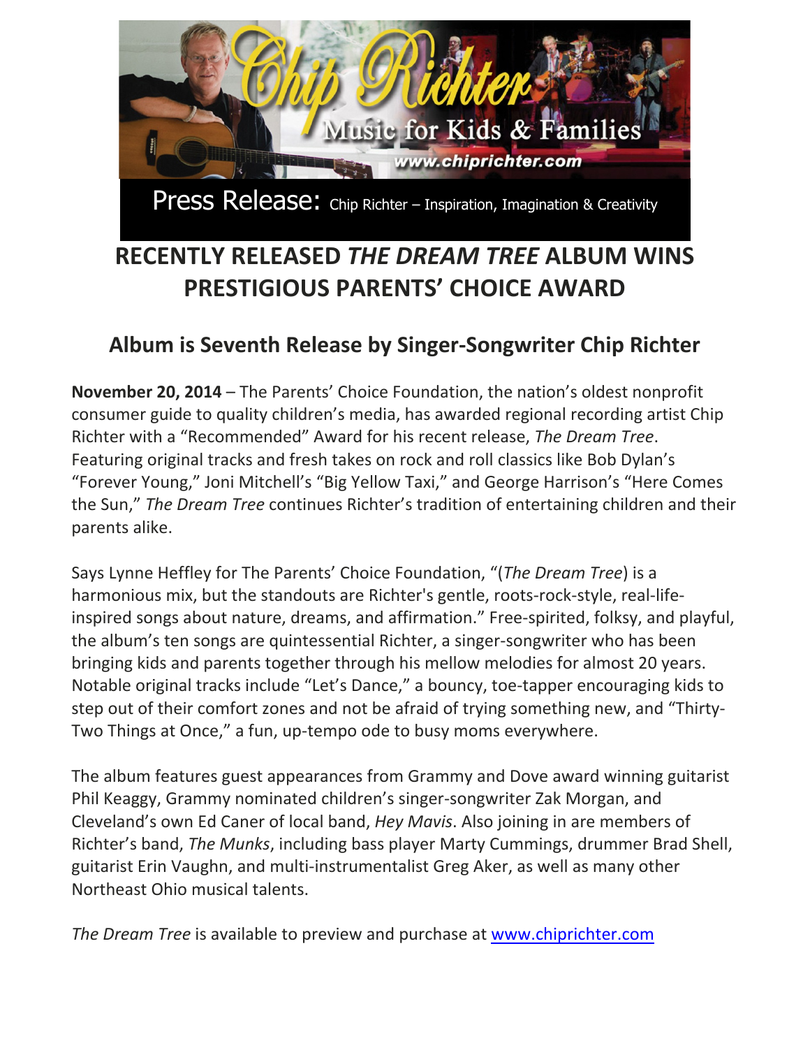Chip Richter

Music for Kids & Families

www.chiprichter.com

Press Release: Chip Richter – Inspiration, Imagination & Creativity

# RECENTLY RELEASED *THE DREAM TREE* ALBUM WINS PRESTIGIOUS PARENTS' CHOICE AWARD

## Album is Seventh Release by Singer-Songwriter Chip Richter

**November 20, 2014** – The Parents' Choice Foundation, the nation's oldest nonprofit consumer guide to quality children's media, has awarded regional recording artist Chip Richter with a "Recommended" Award for his recent release, *The Dream Tree*. Featuring original tracks and fresh takes on rock and roll classics like Bob Dylan's "Forever Young," Joni Mitchell's "Big Yellow Taxi," and George Harrison's "Here Comes the Sun," *The Dream Tree* continues Richter's tradition of entertaining children and their parents alike.

Says Lynne Heffley for The Parents' Choice Foundation, "(*The Dream Tree*) is a harmonious mix, but the standouts are Richter's gentle, roots-rock-style, real-life-inspired songs about nature, dreams, and affirmation." Free-spirited, folksy, and playful, the album's ten songs are quintessential Richter, a singer-songwriter who has been bringing kids and parents together through his mellow melodies for almost 20 years. Notable original tracks include "Let's Dance," a bouncy, toe-tapper encouraging kids to step out of their comfort zones and not be afraid of trying something new, and "Thirty-Two Things at Once," a fun, up-tempo ode to busy moms everywhere.

The album features guest appearances from Grammy and Dove award winning guitarist Phil Keaggy, Grammy nominated children's singer-songwriter Zak Morgan, and Cleveland's own Ed Caner of local band, *Hey Mavis*. Also joining in are members of Richter's band, *The Munks*, including bass player Marty Cummings, drummer Brad Shell, guitarist Erin Vaughn, and multi-instrumentalist Greg Aker, as well as many other Northeast Ohio musical talents.

*The Dream Tree* is available to preview and purchase at [www.chiprichter.com](http://www.chiprichter.com)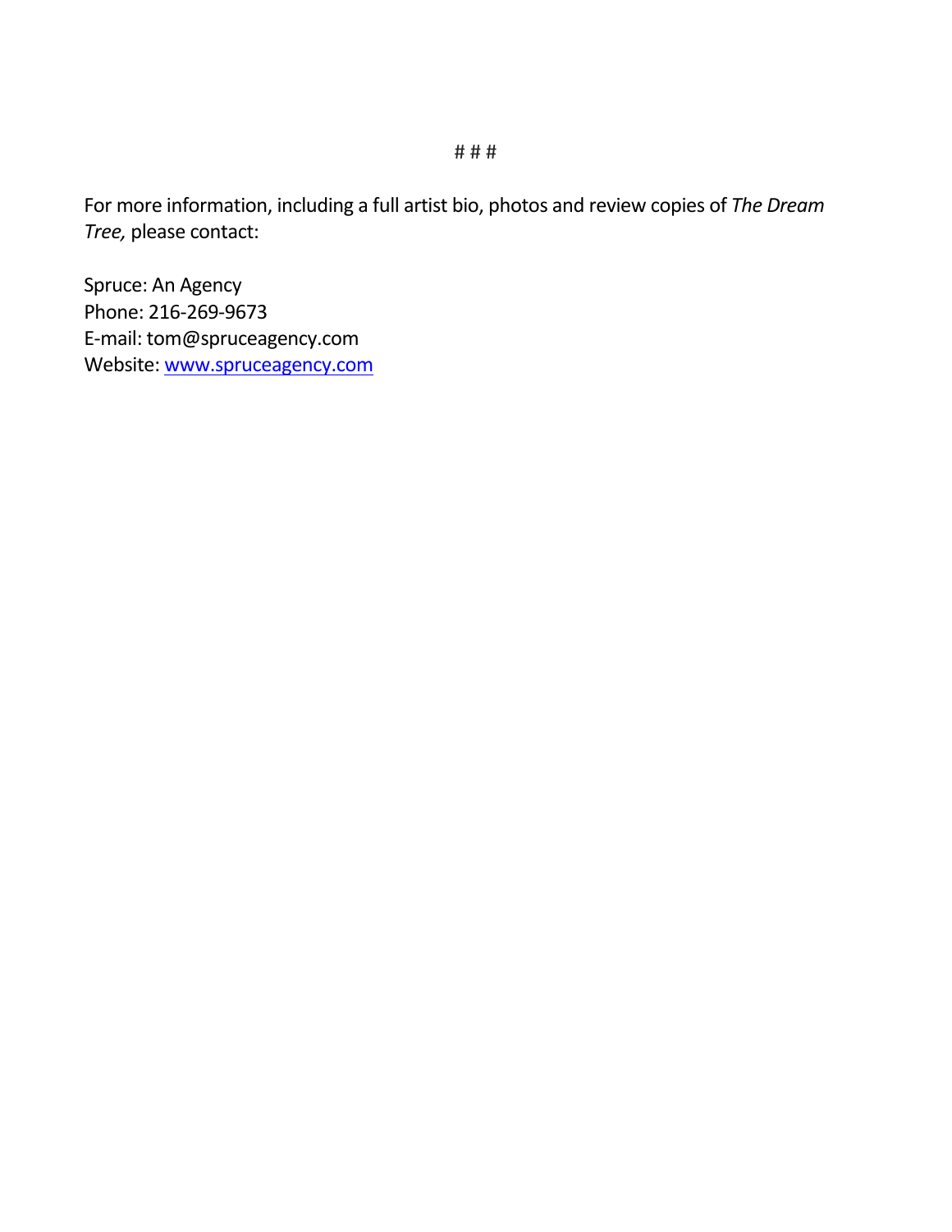# # #

For more information, including a full artist bio, photos and review copies of *The Dream Tree,* please contact:

Spruce: An Agency
Phone: 216-269-9673
E-mail: tom@spruceagency.com
Website: [www.spruceagency.com](http://www.spruceagency.com)